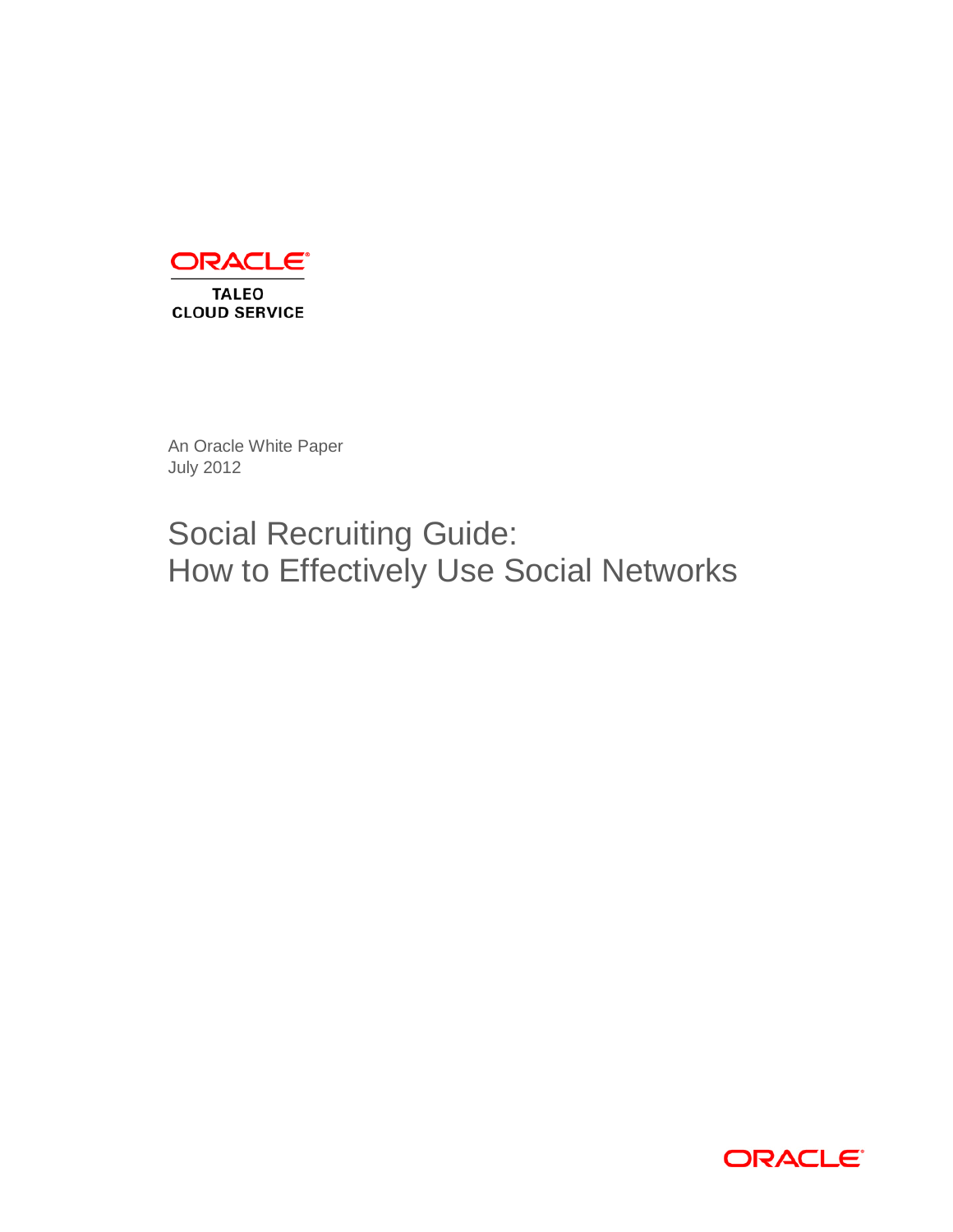ORACLE

TALEO
CLOUD SERVICE

An Oracle White Paper
July 2012

# Social Recruiting Guide: How to Effectively Use Social Networks

ORACLE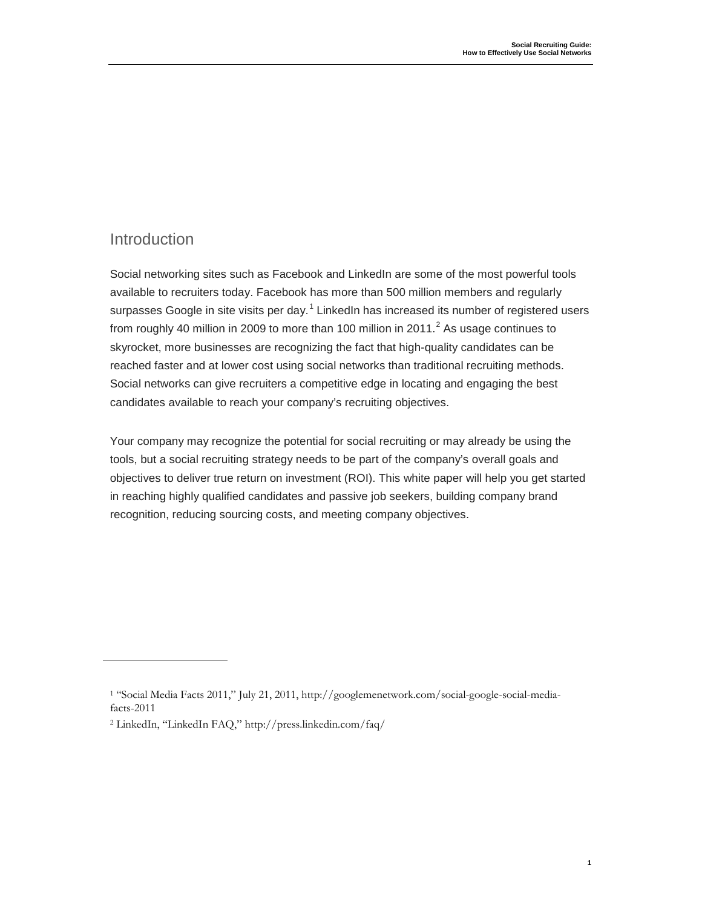## Introduction

Social networking sites such as Facebook and LinkedIn are some of the most powerful tools available to recruiters today. Facebook has more than 500 million members and regularly surpasses Google in site visits per day.[1] LinkedIn has increased its number of registered users from roughly 40 million in 2009 to more than 100 million in 2011.[2] As usage continues to skyrocket, more businesses are recognizing the fact that high-quality candidates can be reached faster and at lower cost using social networks than traditional recruiting methods. Social networks can give recruiters a competitive edge in locating and engaging the best candidates available to reach your company's recruiting objectives.

Your company may recognize the potential for social recruiting or may already be using the tools, but a social recruiting strategy needs to be part of the company's overall goals and objectives to deliver true return on investment (ROI). This white paper will help you get started in reaching highly qualified candidates and passive job seekers, building company brand recognition, reducing sourcing costs, and meeting company objectives.

---

[1] "Social Media Facts 2011," July 21, 2011, http://googlemenetwork.com/social-google-social-media-facts-2011

[2] LinkedIn, "LinkedIn FAQ," http://press.linkedin.com/faq/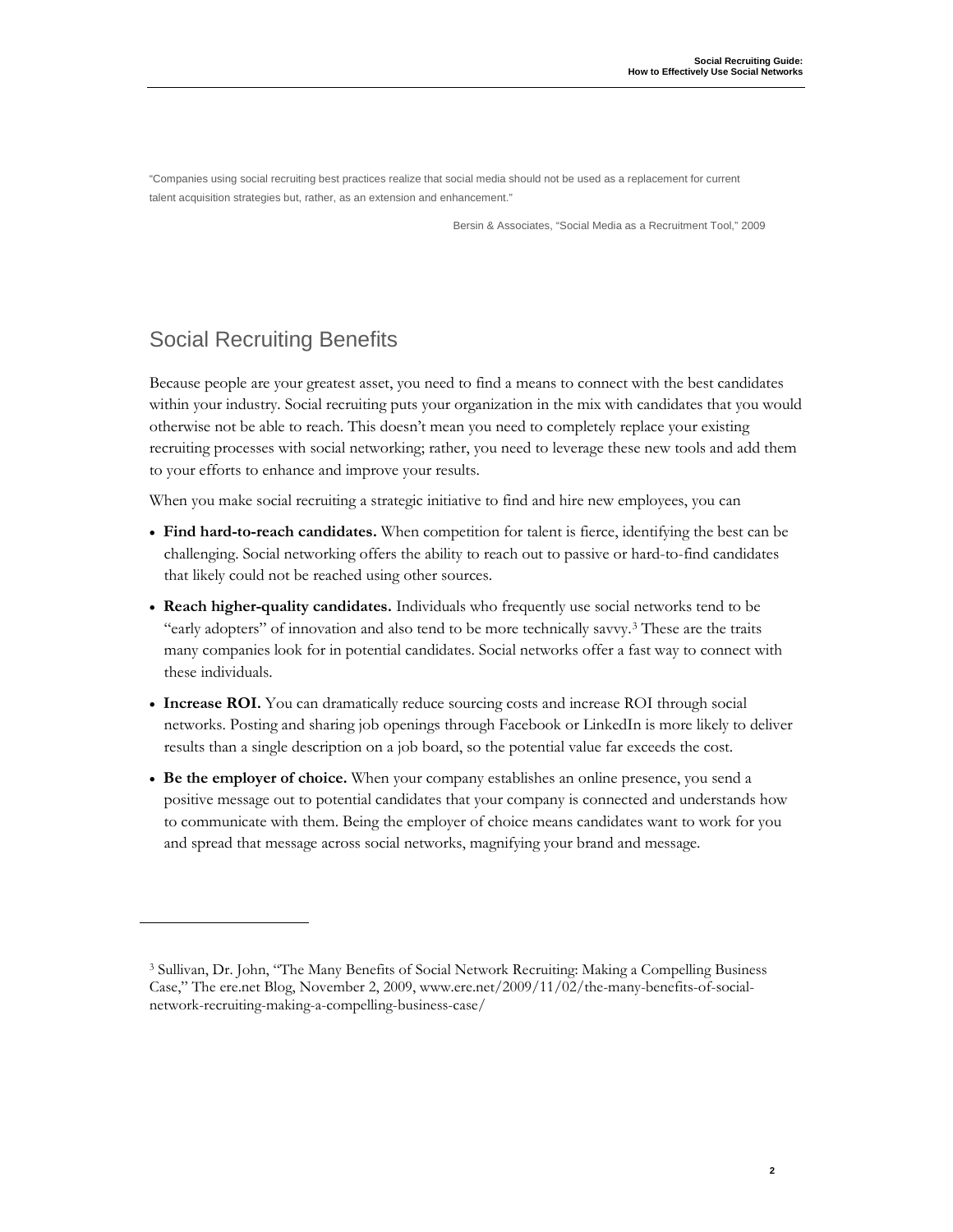"Companies using social recruiting best practices realize that social media should not be used as a replacement for current talent acquisition strategies but, rather, as an extension and enhancement."

Bersin & Associates, "Social Media as a Recruitment Tool," 2009

## Social Recruiting Benefits

Because people are your greatest asset, you need to find a means to connect with the best candidates within your industry. Social recruiting puts your organization in the mix with candidates that you would otherwise not be able to reach. This doesn't mean you need to completely replace your existing recruiting processes with social networking; rather, you need to leverage these new tools and add them to your efforts to enhance and improve your results.

When you make social recruiting a strategic initiative to find and hire new employees, you can

- **Find hard-to-reach candidates.** When competition for talent is fierce, identifying the best can be challenging. Social networking offers the ability to reach out to passive or hard-to-find candidates that likely could not be reached using other sources.
- **Reach higher-quality candidates.** Individuals who frequently use social networks tend to be "early adopters" of innovation and also tend to be more technically savvy.[3] These are the traits many companies look for in potential candidates. Social networks offer a fast way to connect with these individuals.
- **Increase ROI.** You can dramatically reduce sourcing costs and increase ROI through social networks. Posting and sharing job openings through Facebook or LinkedIn is more likely to deliver results than a single description on a job board, so the potential value far exceeds the cost.
- **Be the employer of choice.** When your company establishes an online presence, you send a positive message out to potential candidates that your company is connected and understands how to communicate with them. Being the employer of choice means candidates want to work for you and spread that message across social networks, magnifying your brand and message.

---

[3] Sullivan, Dr. John, "The Many Benefits of Social Network Recruiting: Making a Compelling Business Case," The ere.net Blog, November 2, 2009, www.ere.net/2009/11/02/the-many-benefits-of-social-network-recruiting-making-a-compelling-business-case/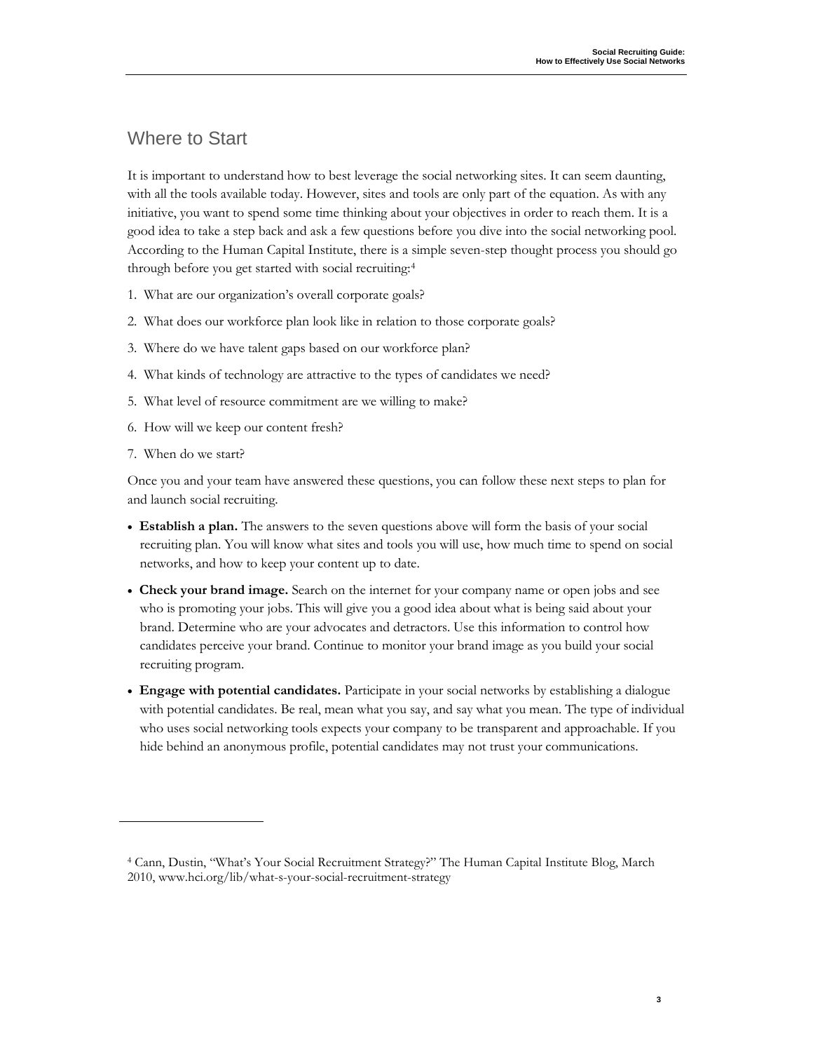## Where to Start

It is important to understand how to best leverage the social networking sites. It can seem daunting, with all the tools available today. However, sites and tools are only part of the equation. As with any initiative, you want to spend some time thinking about your objectives in order to reach them. It is a good idea to take a step back and ask a few questions before you dive into the social networking pool. According to the Human Capital Institute, there is a simple seven-step thought process you should go through before you get started with social recruiting:[4]

1. What are our organization's overall corporate goals?
2. What does our workforce plan look like in relation to those corporate goals?
3. Where do we have talent gaps based on our workforce plan?
4. What kinds of technology are attractive to the types of candidates we need?
5. What level of resource commitment are we willing to make?
6. How will we keep our content fresh?
7. When do we start?

Once you and your team have answered these questions, you can follow these next steps to plan for and launch social recruiting.

- **Establish a plan.** The answers to the seven questions above will form the basis of your social recruiting plan. You will know what sites and tools you will use, how much time to spend on social networks, and how to keep your content up to date.
- **Check your brand image.** Search on the internet for your company name or open jobs and see who is promoting your jobs. This will give you a good idea about what is being said about your brand. Determine who are your advocates and detractors. Use this information to control how candidates perceive your brand. Continue to monitor your brand image as you build your social recruiting program.
- **Engage with potential candidates.** Participate in your social networks by establishing a dialogue with potential candidates. Be real, mean what you say, and say what you mean. The type of individual who uses social networking tools expects your company to be transparent and approachable. If you hide behind an anonymous profile, potential candidates may not trust your communications.

---

[4] Cann, Dustin, "What's Your Social Recruitment Strategy?" The Human Capital Institute Blog, March 2010, www.hci.org/lib/what-s-your-social-recruitment-strategy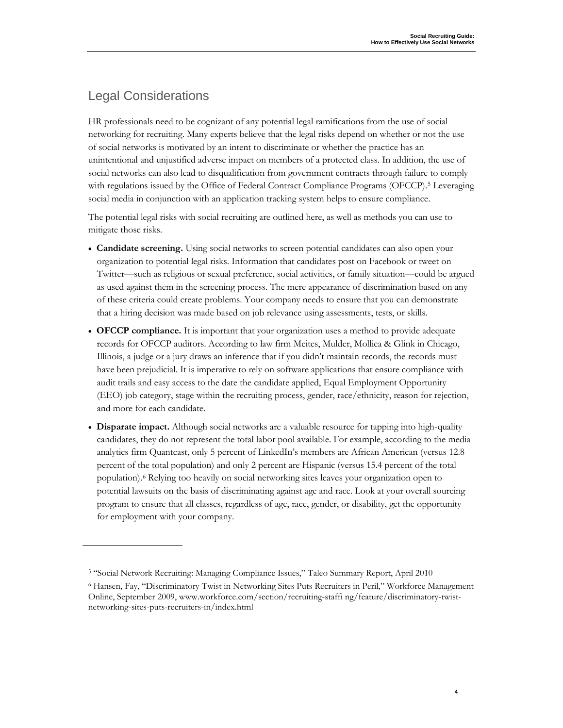## Legal Considerations

HR professionals need to be cognizant of any potential legal ramifications from the use of social networking for recruiting. Many experts believe that the legal risks depend on whether or not the use of social networks is motivated by an intent to discriminate or whether the practice has an unintentional and unjustified adverse impact on members of a protected class. In addition, the use of social networks can also lead to disqualification from government contracts through failure to comply with regulations issued by the Office of Federal Contract Compliance Programs (OFCCP).[5] Leveraging social media in conjunction with an application tracking system helps to ensure compliance.

The potential legal risks with social recruiting are outlined here, as well as methods you can use to mitigate those risks.

- **Candidate screening.** Using social networks to screen potential candidates can also open your organization to potential legal risks. Information that candidates post on Facebook or tweet on Twitter—such as religious or sexual preference, social activities, or family situation—could be argued as used against them in the screening process. The mere appearance of discrimination based on any of these criteria could create problems. Your company needs to ensure that you can demonstrate that a hiring decision was made based on job relevance using assessments, tests, or skills.
- **OFCCP compliance.** It is important that your organization uses a method to provide adequate records for OFCCP auditors. According to law firm Meites, Mulder, Mollica & Glink in Chicago, Illinois, a judge or a jury draws an inference that if you didn't maintain records, the records must have been prejudicial. It is imperative to rely on software applications that ensure compliance with audit trails and easy access to the date the candidate applied, Equal Employment Opportunity (EEO) job category, stage within the recruiting process, gender, race/ethnicity, reason for rejection, and more for each candidate.
- **Disparate impact.** Although social networks are a valuable resource for tapping into high-quality candidates, they do not represent the total labor pool available. For example, according to the media analytics firm Quantcast, only 5 percent of LinkedIn's members are African American (versus 12.8 percent of the total population) and only 2 percent are Hispanic (versus 15.4 percent of the total population).[6] Relying too heavily on social networking sites leaves your organization open to potential lawsuits on the basis of discriminating against age and race. Look at your overall sourcing program to ensure that all classes, regardless of age, race, gender, or disability, get the opportunity for employment with your company.

---

[5] "Social Network Recruiting: Managing Compliance Issues," Taleo Summary Report, April 2010

[6] Hansen, Fay, "Discriminatory Twist in Networking Sites Puts Recruiters in Peril," Workforce Management Online, September 2009, www.workforce.com/section/recruiting-staffi ng/feature/discriminatory-twist-networking-sites-puts-recruiters-in/index.html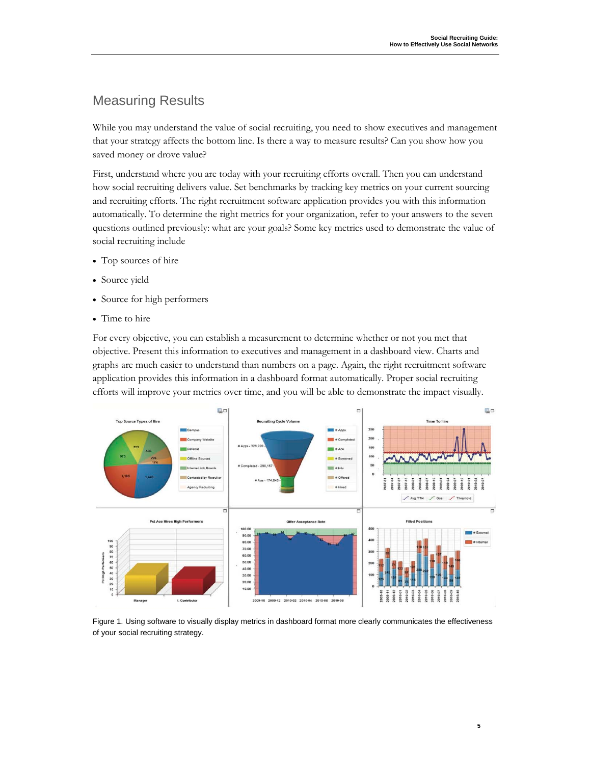## Measuring Results

While you may understand the value of social recruiting, you need to show executives and management that your strategy affects the bottom line. Is there a way to measure results? Can you show how you saved money or drove value?

First, understand where you are today with your recruiting efforts overall. Then you can understand how social recruiting delivers value. Set benchmarks by tracking key metrics on your current sourcing and recruiting efforts. The right recruitment software application provides you with this information automatically. To determine the right metrics for your organization, refer to your answers to the seven questions outlined previously: what are your goals? Some key metrics used to demonstrate the value of social recruiting include

- Top sources of hire
- Source yield
- Source for high performers
- Time to hire

For every objective, you can establish a measurement to determine whether or not you met that objective. Present this information to executives and management in a dashboard view. Charts and graphs are much easier to understand than numbers on a page. Again, the right recruitment software application provides this information in a dashboard format automatically. Proper social recruiting efforts will improve your metrics over time, and you will be able to demonstrate the impact visually.

Figure 1. Using software to visually display metrics in dashboard format more clearly communicates the effectiveness of your social recruiting strategy.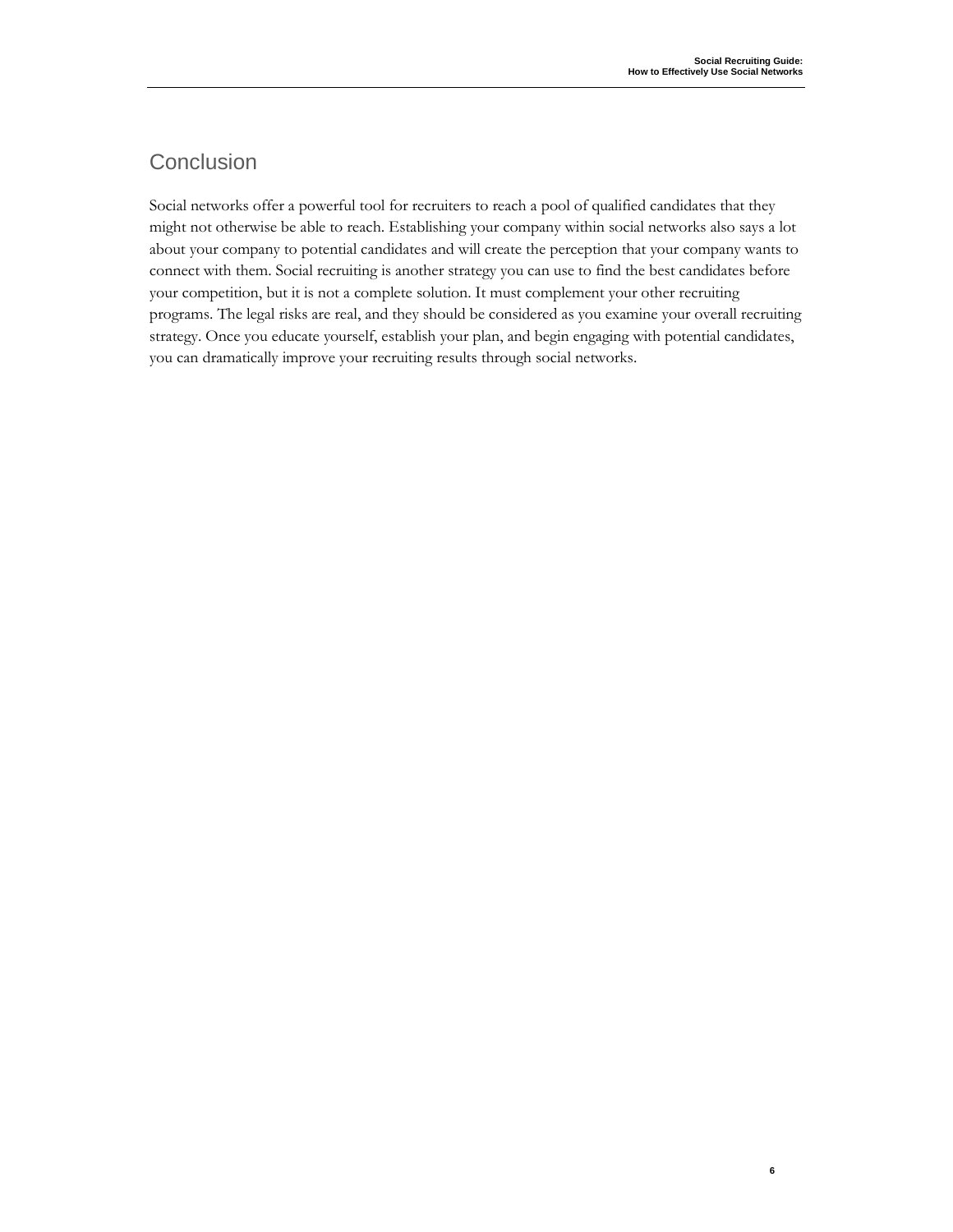## Conclusion

Social networks offer a powerful tool for recruiters to reach a pool of qualified candidates that they might not otherwise be able to reach. Establishing your company within social networks also says a lot about your company to potential candidates and will create the perception that your company wants to connect with them. Social recruiting is another strategy you can use to find the best candidates before your competition, but it is not a complete solution. It must complement your other recruiting programs. The legal risks are real, and they should be considered as you examine your overall recruiting strategy. Once you educate yourself, establish your plan, and begin engaging with potential candidates, you can dramatically improve your recruiting results through social networks.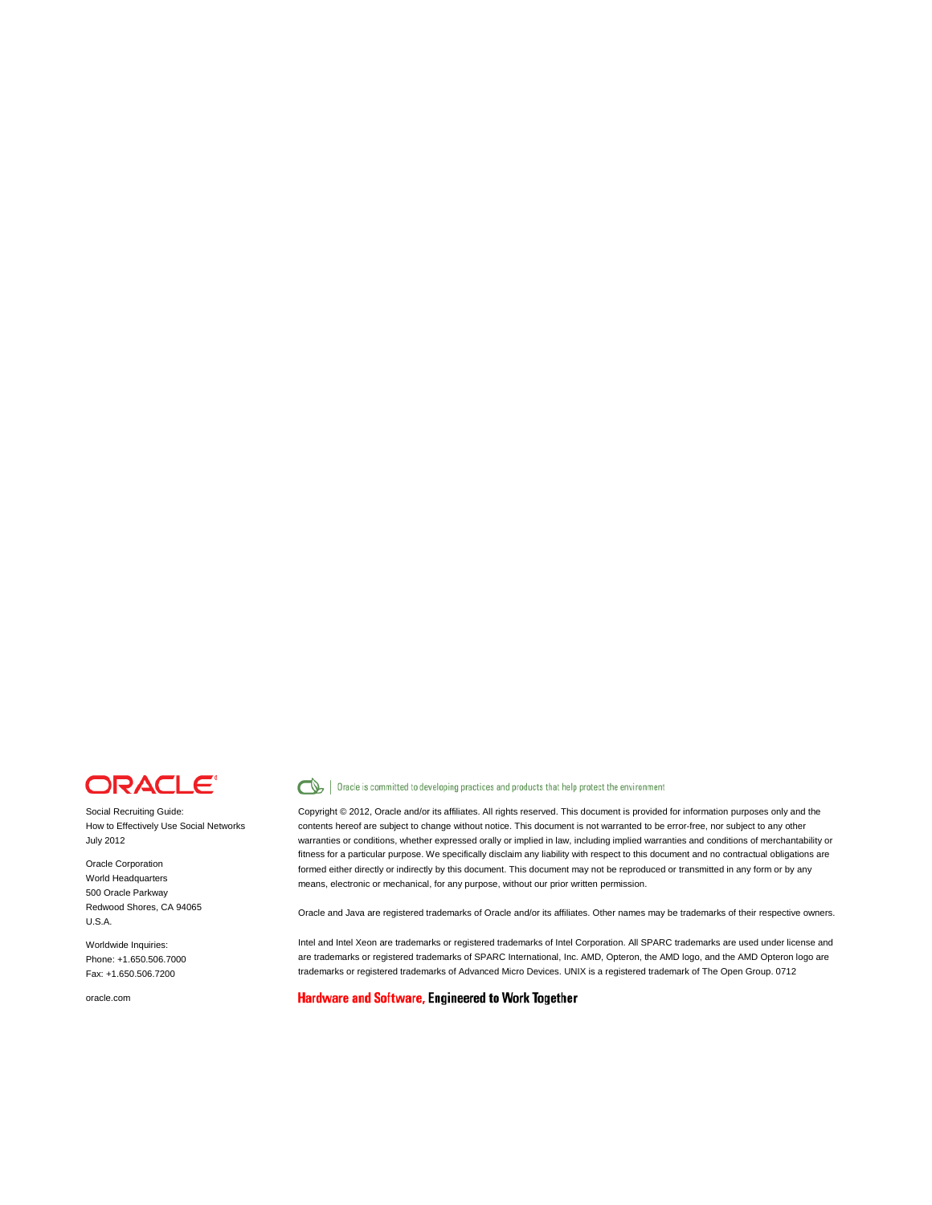ORACLE

Social Recruiting Guide:
How to Effectively Use Social Networks
July 2012

Oracle Corporation
World Headquarters
500 Oracle Parkway
Redwood Shores, CA 94065
U.S.A.

Worldwide Inquiries:
Phone: +1.650.506.7000
Fax: +1.650.506.7200

oracle.com

Oracle is committed to developing practices and products that help protect the environment

Copyright © 2012, Oracle and/or its affiliates. All rights reserved. This document is provided for information purposes only and the contents hereof are subject to change without notice. This document is not warranted to be error-free, nor subject to any other warranties or conditions, whether expressed orally or implied in law, including implied warranties and conditions of merchantability or fitness for a particular purpose. We specifically disclaim any liability with respect to this document and no contractual obligations are formed either directly or indirectly by this document. This document may not be reproduced or transmitted in any form or by any means, electronic or mechanical, for any purpose, without our prior written permission.

Oracle and Java are registered trademarks of Oracle and/or its affiliates. Other names may be trademarks of their respective owners.

Intel and Intel Xeon are trademarks or registered trademarks of Intel Corporation. All SPARC trademarks are used under license and are trademarks or registered trademarks of SPARC International, Inc. AMD, Opteron, the AMD logo, and the AMD Opteron logo are trademarks or registered trademarks of Advanced Micro Devices. UNIX is a registered trademark of The Open Group. 0712

**Hardware and Software, Engineered to Work Together**